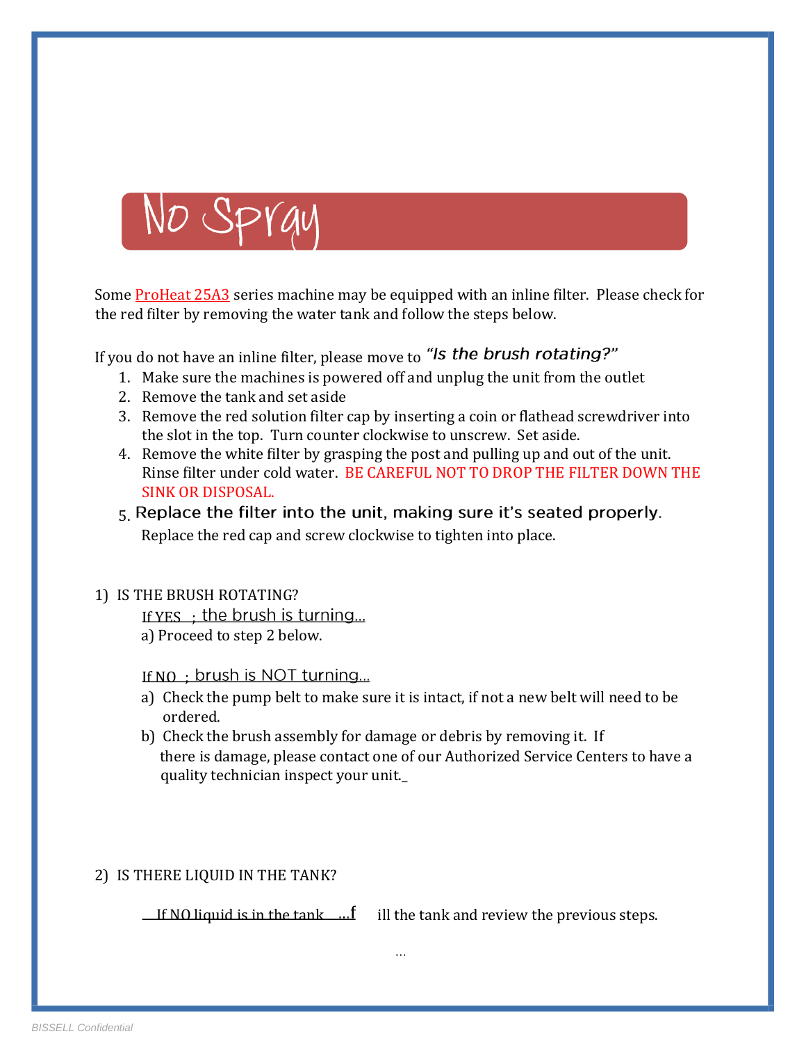# No Spray

Some ProHeat 25A3 series machine may be equipped with an inline filter. Please check for the red filter by removing the water tank and follow the steps below.

If you do not have an inline filter, please move to *"Is the brush rotating?"*

1. Make sure the machines is powered off and unplug the unit from the outlet
2. Remove the tank and set aside
3. Remove the red solution filter cap by inserting a coin or flathead screwdriver into the slot in the top. Turn counter clockwise to unscrew. Set aside.
4. Remove the white filter by grasping the post and pulling up and out of the unit. Rinse filter under cold water. BE CAREFUL NOT TO DROP THE FILTER DOWN THE SINK OR DISPOSAL.
5. Replace the filter into the unit, making sure it's seated properly. Replace the red cap and screw clockwise to tighten into place.

1) IS THE BRUSH ROTATING?

If YES ; the brush is turning…

a) Proceed to step 2 below.

If NO ; brush is NOT turning…

a) Check the pump belt to make sure it is intact, if not a new belt will need to be ordered.
b) Check the brush assembly for damage or debris by removing it. If there is damage, please contact one of our Authorized Service Centers to have a quality technician inspect your unit._

2) IS THERE LIQUID IN THE TANK?

If NO liquid is in the tank …fill the tank and review the previous steps.

…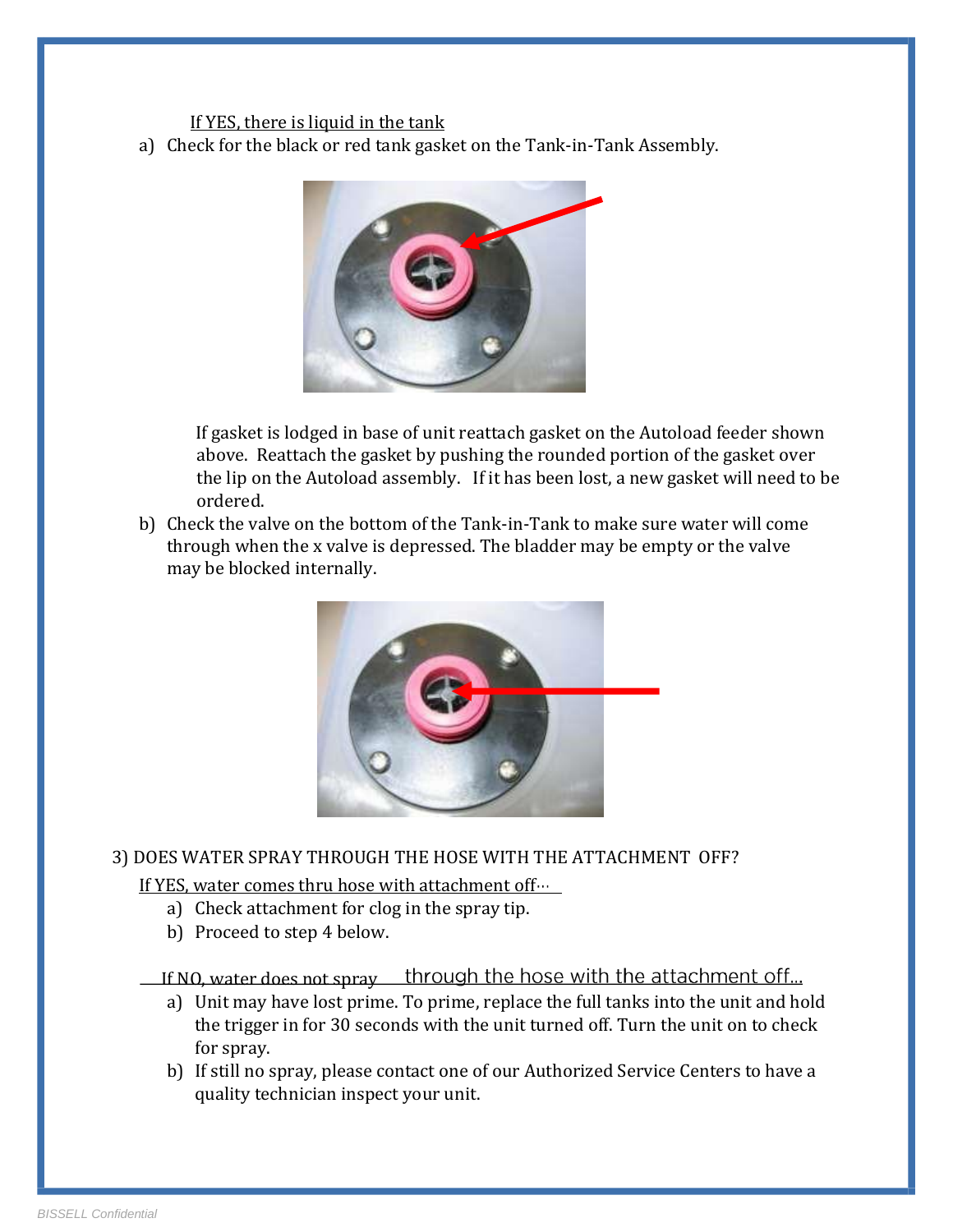If YES, there is liquid in the tank

a) Check for the black or red tank gasket on the Tank-in-Tank Assembly.

If gasket is lodged in base of unit reattach gasket on the Autoload feeder shown above. Reattach the gasket by pushing the rounded portion of the gasket over the lip on the Autoload assembly. If it has been lost, a new gasket will need to be ordered.

b) Check the valve on the bottom of the Tank-in-Tank to make sure water will come through when the x valve is depressed. The bladder may be empty or the valve may be blocked internally.

3) DOES WATER SPRAY THROUGH THE HOSE WITH THE ATTACHMENT OFF?

If YES, water comes thru hose with attachment off…

a) Check attachment for clog in the spray tip.
b) Proceed to step 4 below.

If NO, water does not spray through the hose with the attachment off...

a) Unit may have lost prime. To prime, replace the full tanks into the unit and hold the trigger in for 30 seconds with the unit turned off. Turn the unit on to check for spray.
b) If still no spray, please contact one of our Authorized Service Centers to have a quality technician inspect your unit.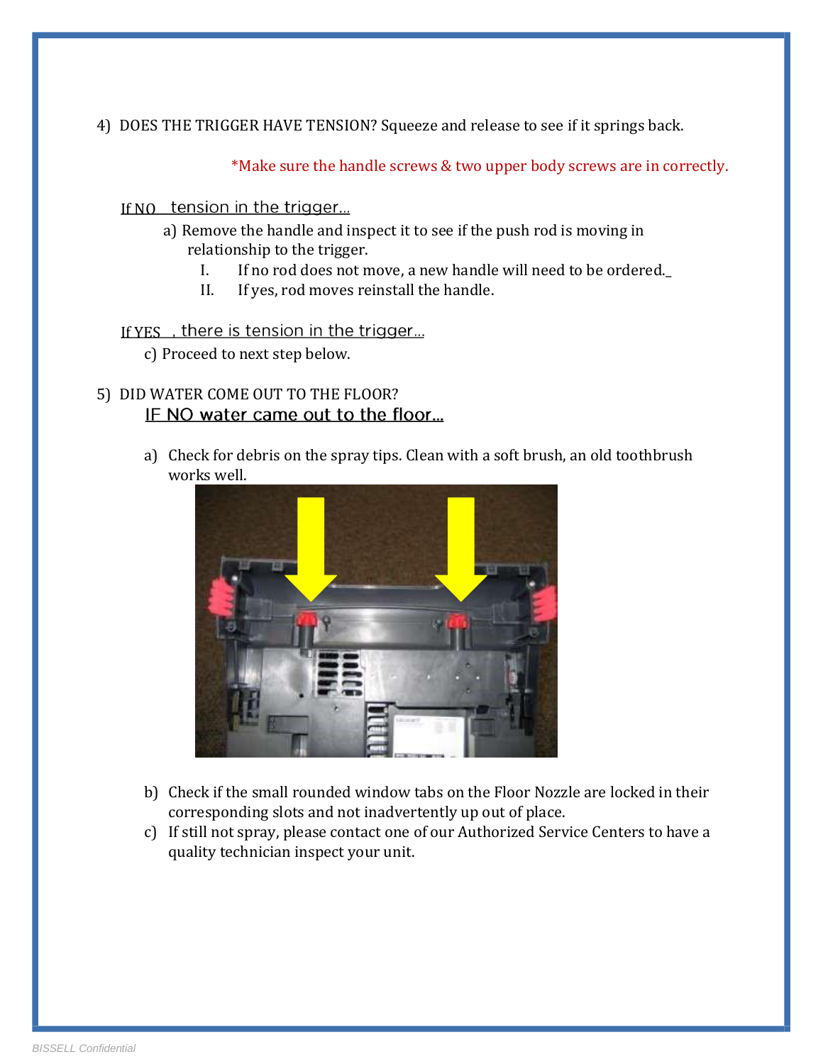4) DOES THE TRIGGER HAVE TENSION? Squeeze and release to see if it springs back.

*Make sure the handle screws & two upper body screws are in correctly.

If NO tension in the trigger...

a) Remove the handle and inspect it to see if the push rod is moving in relationship to the trigger.
   - I. If no rod does not move, a new handle will need to be ordered._
   - II. If yes, rod moves reinstall the handle.

If YES , there is tension in the trigger...

c) Proceed to next step below.

5) DID WATER COME OUT TO THE FLOOR?

IF NO water came out to the floor...

a) Check for debris on the spray tips. Clean with a soft brush, an old toothbrush works well.

b) Check if the small rounded window tabs on the Floor Nozzle are locked in their corresponding slots and not inadvertently up out of place.

c) If still not spray, please contact one of our Authorized Service Centers to have a quality technician inspect your unit.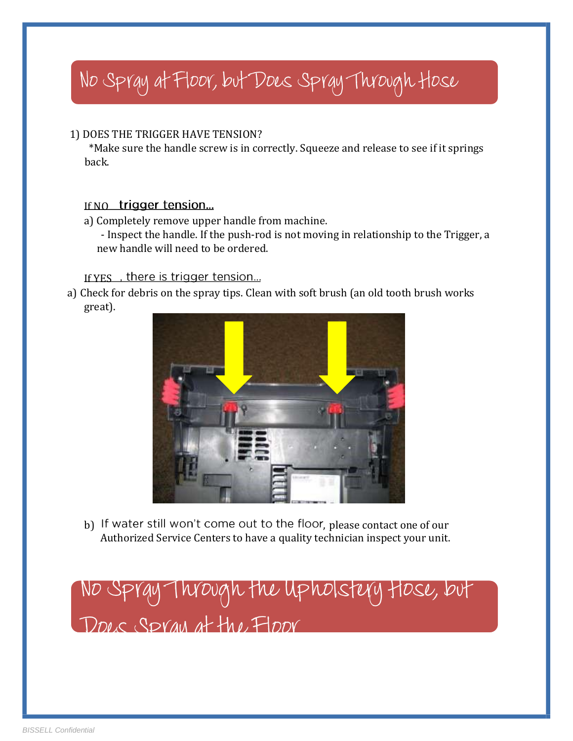## No Spray at Floor, but Does Spray Through Hose

1) DOES THE TRIGGER HAVE TENSION?

*Make sure the handle screw is in correctly. Squeeze and release to see if it springs back.

If NO trigger tension...

a) Completely remove upper handle from machine.

- Inspect the handle. If the push-rod is not moving in relationship to the Trigger, a new handle will need to be ordered.

If YES, there is trigger tension...

a) Check for debris on the spray tips. Clean with soft brush (an old tooth brush works great).

b) If water still won't come out to the floor, please contact one of our Authorized Service Centers to have a quality technician inspect your unit.

## No Spray Through the Upholstery Hose, but Does Spray at the Floor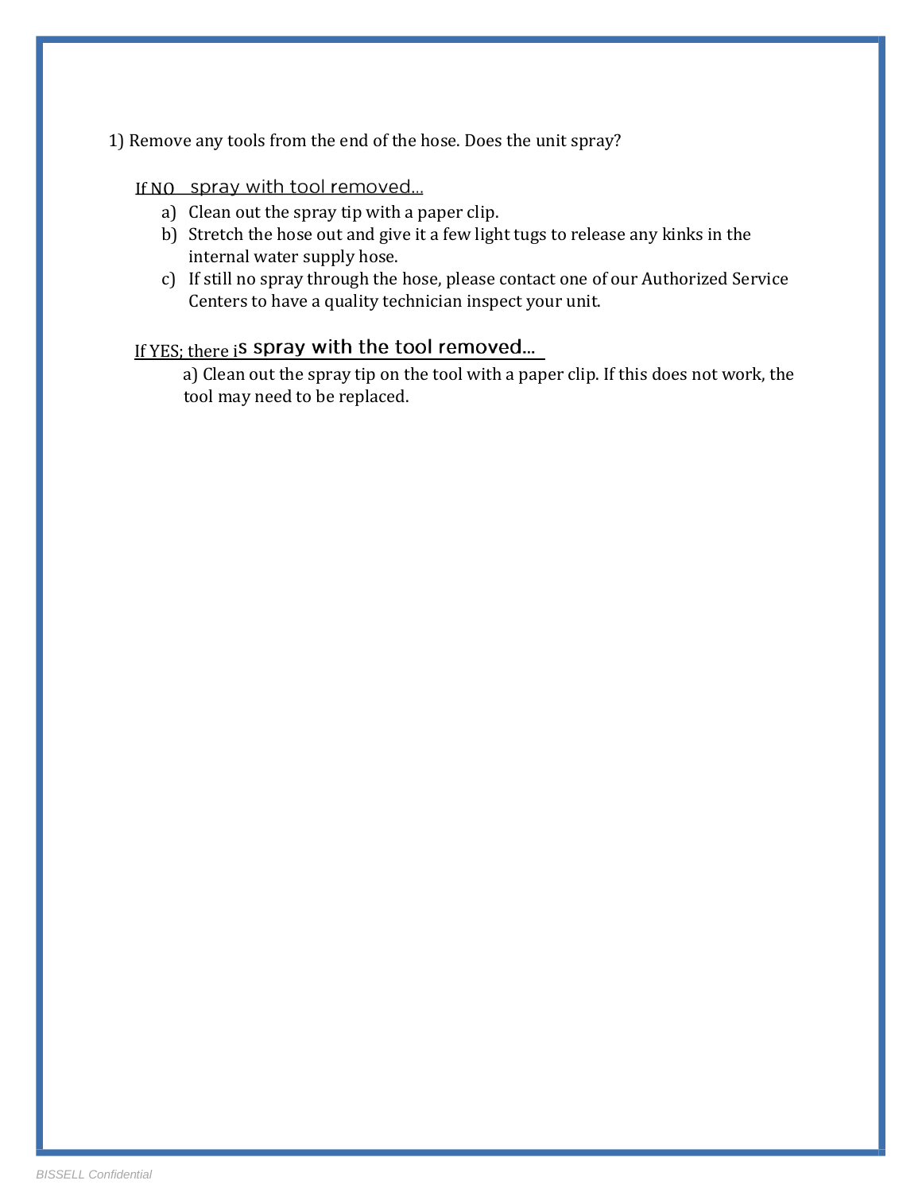1) Remove any tools from the end of the hose. Does the unit spray?

If NO spray with tool removed...

a) Clean out the spray tip with a paper clip.
b) Stretch the hose out and give it a few light tugs to release any kinks in the internal water supply hose.
c) If still no spray through the hose, please contact one of our Authorized Service Centers to have a quality technician inspect your unit.

If YES; there is spray with the tool removed...

a) Clean out the spray tip on the tool with a paper clip. If this does not work, the tool may need to be replaced.